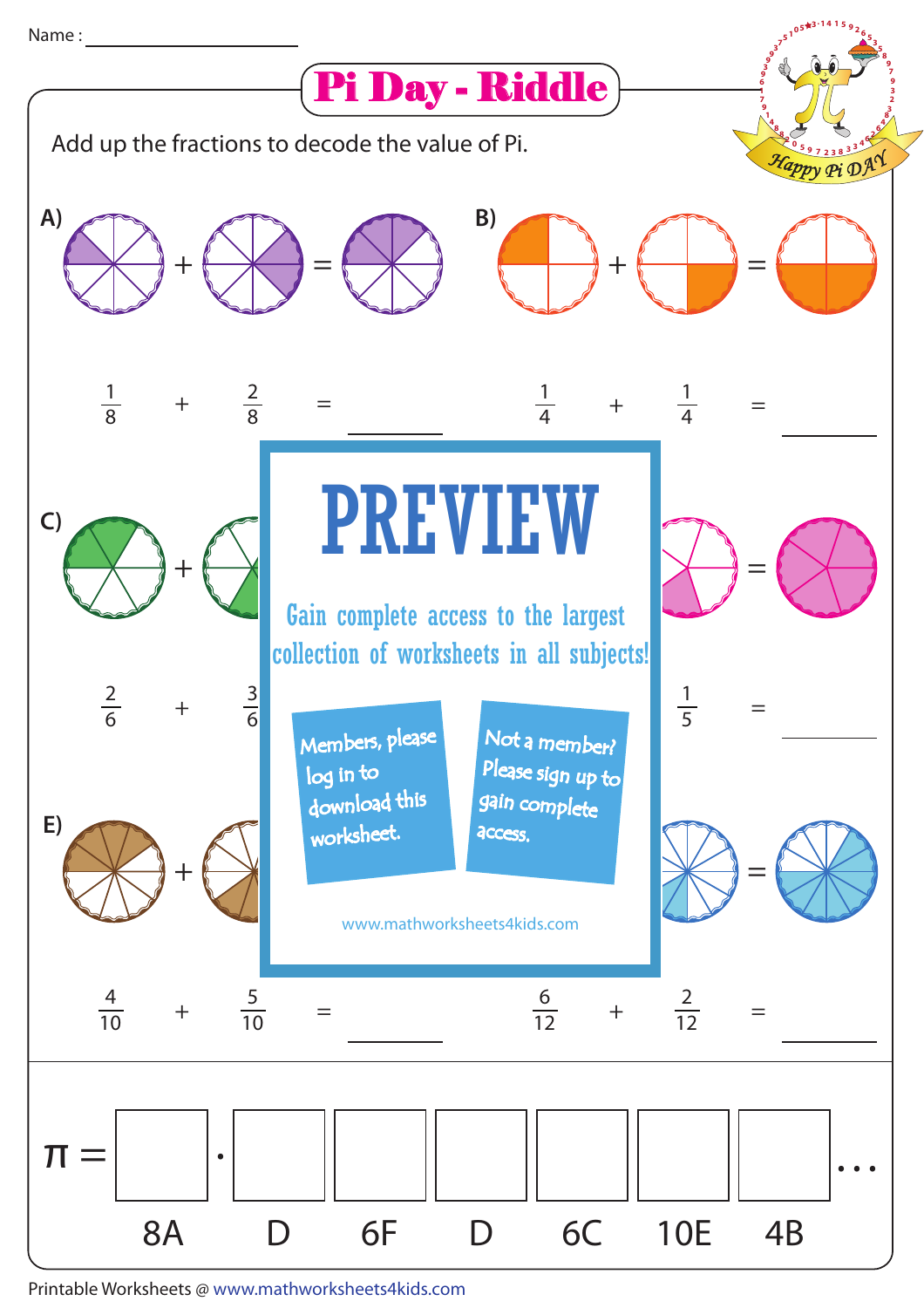Name : ____________________

# Pi Day - Riddle

Add up the fractions to decode the value of Pi.

**A)**

$\frac{1}{8} + \frac{2}{8} =$ ________

**B)**

$\frac{1}{4} + \frac{1}{4} =$ ________

**C)**

$\frac{2}{6} + \frac{3}{6}$

$\frac{1}{5} =$ ________

**E)**

$\frac{4}{10} + \frac{5}{10} =$ ________

$\frac{6}{12} + \frac{2}{12} =$ ________

PREVIEW

Gain complete access to the largest collection of worksheets in all subjects!

Members, please log in to download this worksheet.

Not a member? Please sign up to gain complete access.

www.mathworksheets4kids.com

$\pi =$ ☐ . ☐ ☐ ☐ ☐ ☐ ☐ ...

8A &nbsp; D &nbsp; 6F &nbsp; D &nbsp; 6C &nbsp; 10E &nbsp; 4B

Printable Worksheets @ www.mathworksheets4kids.com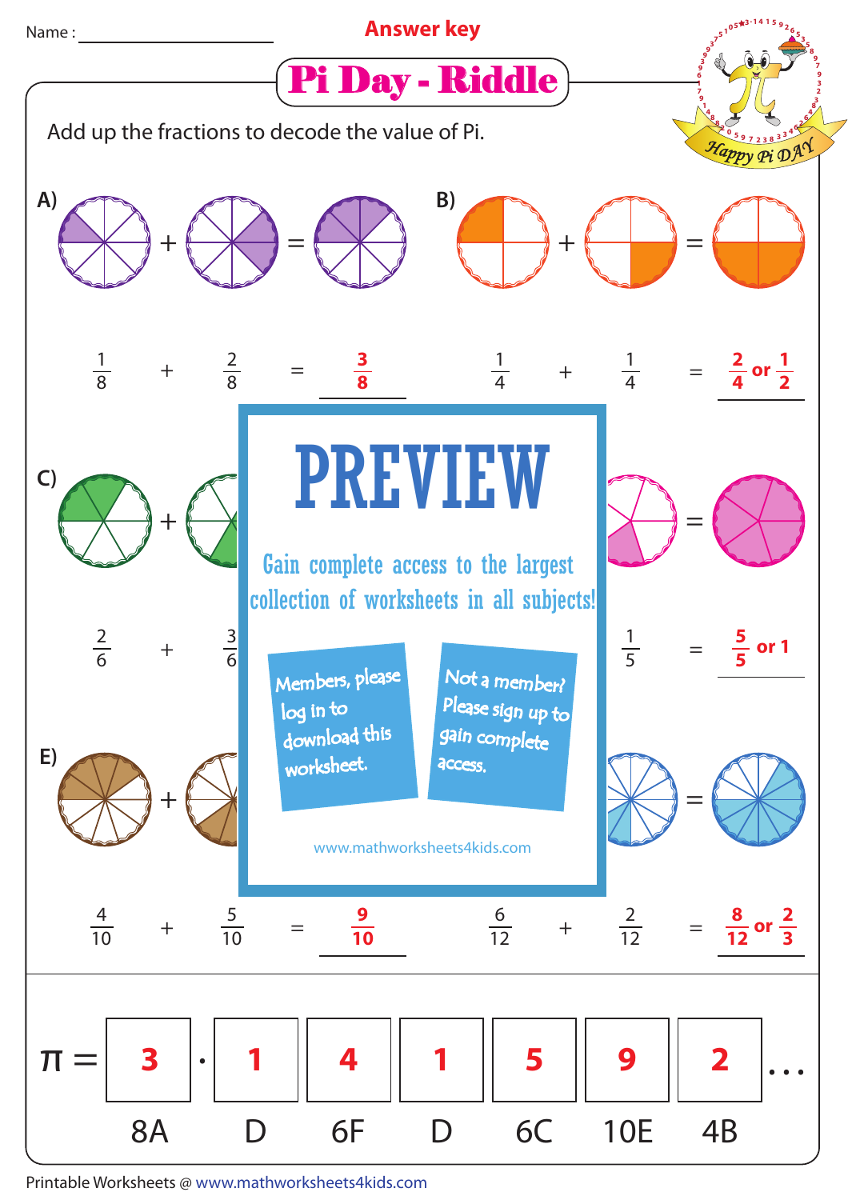Name :

**Answer key**

# Pi Day - Riddle

Add up the fractions to decode the value of Pi.

**A)** $\frac{1}{8} + \frac{2}{8} = \frac{3}{8}$

**B)** $\frac{1}{4} + \frac{1}{4} = \frac{2}{4}$ or $\frac{1}{2}$

**C)** $\frac{2}{6} + \frac{3}{6}$

$\frac{1}{5} = \frac{5}{5}$ or 1

**E)** $\frac{4}{10} + \frac{5}{10} = \frac{9}{10}$

$\frac{6}{12} + \frac{2}{12} = \frac{8}{12}$ or $\frac{2}{3}$

PREVIEW

Gain complete access to the largest collection of worksheets in all subjects!

Members, please log in to download this worksheet.

Not a member? Please sign up to gain complete access.

www.mathworksheets4kids.com

$\pi =$

| | | | | | | |
|---|---|---|---|---|---|---|
| 3 | . 1 | 4 | 1 | 5 | 9 | 2 ... |
| 8A | D | 6F | D | 6C | 10E | 4B |

Printable Worksheets @ www.mathworksheets4kids.com